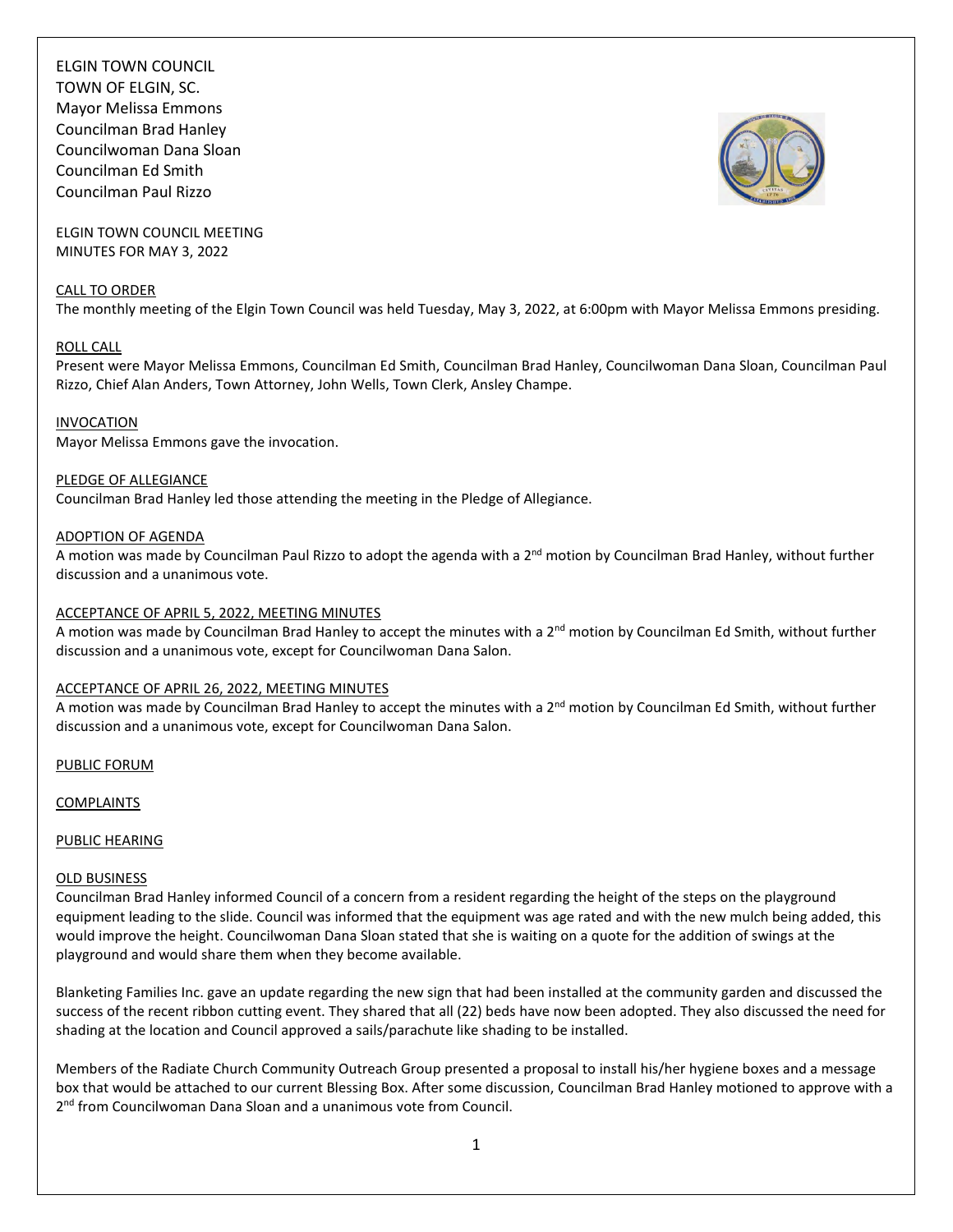ELGIN TOWN COUNCIL
TOWN OF ELGIN, SC.
Mayor Melissa Emmons
Councilman Brad Hanley
Councilwoman Dana Sloan
Councilman Ed Smith
Councilman Paul Rizzo

ELGIN TOWN COUNCIL MEETING
MINUTES FOR MAY 3, 2022

CALL TO ORDER

The monthly meeting of the Elgin Town Council was held Tuesday, May 3, 2022, at 6:00pm with Mayor Melissa Emmons presiding.

ROLL CALL

Present were Mayor Melissa Emmons, Councilman Ed Smith, Councilman Brad Hanley, Councilwoman Dana Sloan, Councilman Paul Rizzo, Chief Alan Anders, Town Attorney, John Wells, Town Clerk, Ansley Champe.

INVOCATION

Mayor Melissa Emmons gave the invocation.

PLEDGE OF ALLEGIANCE

Councilman Brad Hanley led those attending the meeting in the Pledge of Allegiance.

ADOPTION OF AGENDA

A motion was made by Councilman Paul Rizzo to adopt the agenda with a 2nd motion by Councilman Brad Hanley, without further discussion and a unanimous vote.

ACCEPTANCE OF APRIL 5, 2022, MEETING MINUTES

A motion was made by Councilman Brad Hanley to accept the minutes with a 2nd motion by Councilman Ed Smith, without further discussion and a unanimous vote, except for Councilwoman Dana Salon.

ACCEPTANCE OF APRIL 26, 2022, MEETING MINUTES

A motion was made by Councilman Brad Hanley to accept the minutes with a 2nd motion by Councilman Ed Smith, without further discussion and a unanimous vote, except for Councilwoman Dana Salon.

PUBLIC FORUM

COMPLAINTS

PUBLIC HEARING

OLD BUSINESS

Councilman Brad Hanley informed Council of a concern from a resident regarding the height of the steps on the playground equipment leading to the slide. Council was informed that the equipment was age rated and with the new mulch being added, this would improve the height. Councilwoman Dana Sloan stated that she is waiting on a quote for the addition of swings at the playground and would share them when they become available.

Blanketing Families Inc. gave an update regarding the new sign that had been installed at the community garden and discussed the success of the recent ribbon cutting event. They shared that all (22) beds have now been adopted. They also discussed the need for shading at the location and Council approved a sails/parachute like shading to be installed.

Members of the Radiate Church Community Outreach Group presented a proposal to install his/her hygiene boxes and a message box that would be attached to our current Blessing Box. After some discussion, Councilman Brad Hanley motioned to approve with a 2nd from Councilwoman Dana Sloan and a unanimous vote from Council.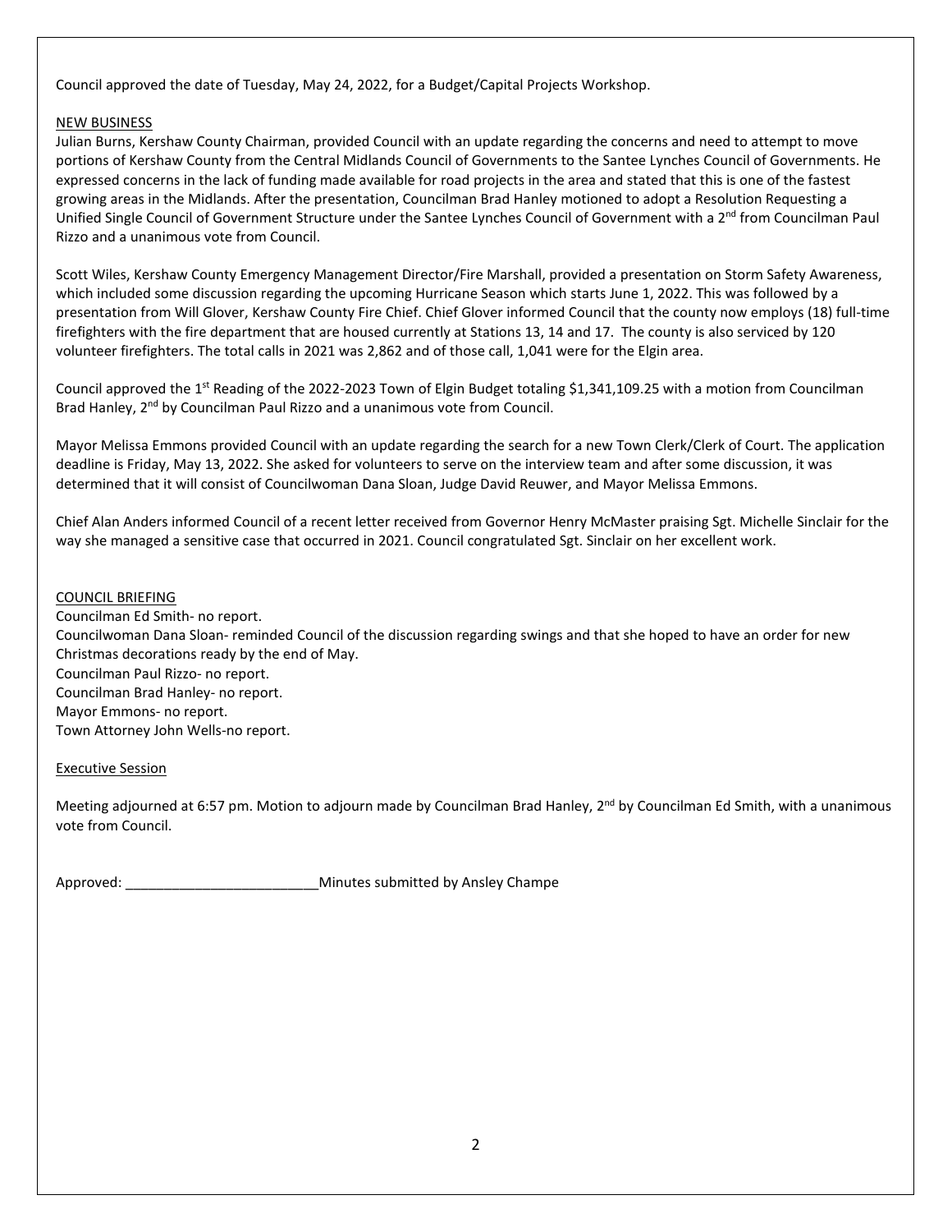Council approved the date of Tuesday, May 24, 2022, for a Budget/Capital Projects Workshop.

NEW BUSINESS

Julian Burns, Kershaw County Chairman, provided Council with an update regarding the concerns and need to attempt to move portions of Kershaw County from the Central Midlands Council of Governments to the Santee Lynches Council of Governments. He expressed concerns in the lack of funding made available for road projects in the area and stated that this is one of the fastest growing areas in the Midlands. After the presentation, Councilman Brad Hanley motioned to adopt a Resolution Requesting a Unified Single Council of Government Structure under the Santee Lynches Council of Government with a 2nd from Councilman Paul Rizzo and a unanimous vote from Council.

Scott Wiles, Kershaw County Emergency Management Director/Fire Marshall, provided a presentation on Storm Safety Awareness, which included some discussion regarding the upcoming Hurricane Season which starts June 1, 2022. This was followed by a presentation from Will Glover, Kershaw County Fire Chief. Chief Glover informed Council that the county now employs (18) full-time firefighters with the fire department that are housed currently at Stations 13, 14 and 17. The county is also serviced by 120 volunteer firefighters. The total calls in 2021 was 2,862 and of those call, 1,041 were for the Elgin area.

Council approved the 1st Reading of the 2022-2023 Town of Elgin Budget totaling $1,341,109.25 with a motion from Councilman Brad Hanley, 2nd by Councilman Paul Rizzo and a unanimous vote from Council.

Mayor Melissa Emmons provided Council with an update regarding the search for a new Town Clerk/Clerk of Court. The application deadline is Friday, May 13, 2022. She asked for volunteers to serve on the interview team and after some discussion, it was determined that it will consist of Councilwoman Dana Sloan, Judge David Reuwer, and Mayor Melissa Emmons.

Chief Alan Anders informed Council of a recent letter received from Governor Henry McMaster praising Sgt. Michelle Sinclair for the way she managed a sensitive case that occurred in 2021. Council congratulated Sgt. Sinclair on her excellent work.

COUNCIL BRIEFING

Councilman Ed Smith- no report.
Councilwoman Dana Sloan- reminded Council of the discussion regarding swings and that she hoped to have an order for new Christmas decorations ready by the end of May.
Councilman Paul Rizzo- no report.
Councilman Brad Hanley- no report.
Mayor Emmons- no report.
Town Attorney John Wells-no report.

Executive Session

Meeting adjourned at 6:57 pm. Motion to adjourn made by Councilman Brad Hanley, 2nd by Councilman Ed Smith, with a unanimous vote from Council.

Approved: _________________________Minutes submitted by Ansley Champe